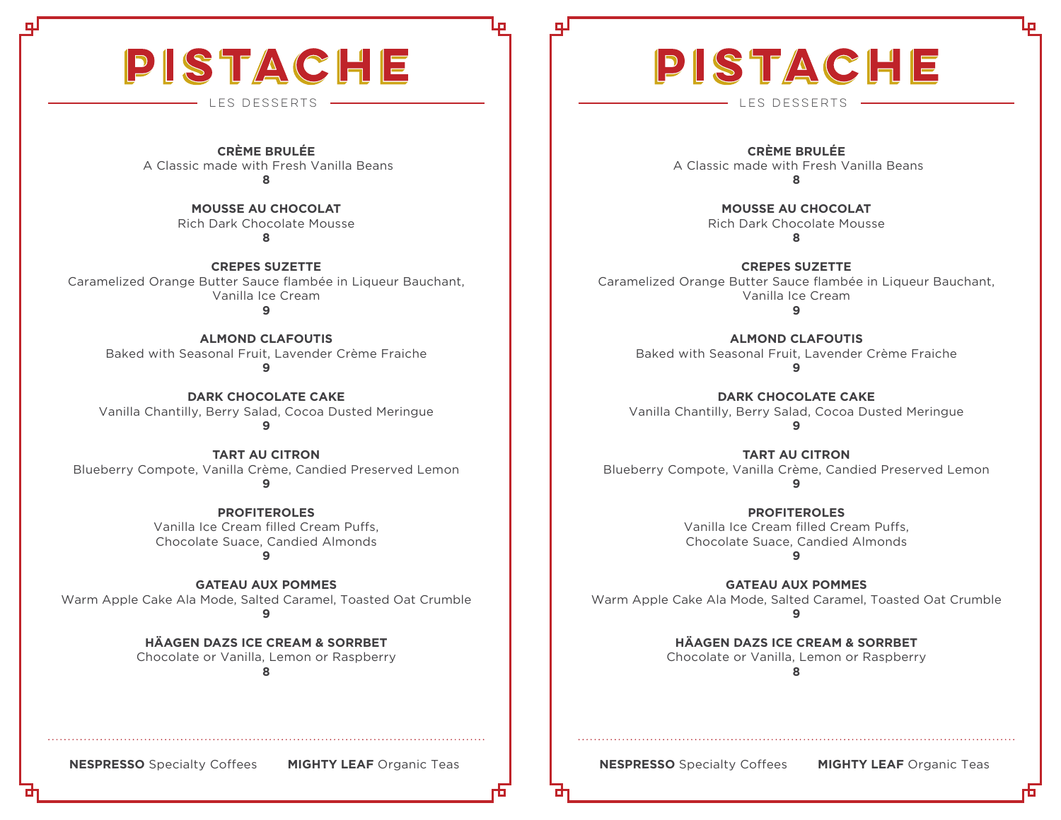# PISTACHE

## LES DESSERTS

**CRÈME BRULÉE**
A Classic made with Fresh Vanilla Beans
**8**

**MOUSSE AU CHOCOLAT**
Rich Dark Chocolate Mousse
**8**

**CREPES SUZETTE**
Caramelized Orange Butter Sauce flambée in Liqueur Bauchant, Vanilla Ice Cream
**9**

**ALMOND CLAFOUTIS**
Baked with Seasonal Fruit, Lavender Crème Fraiche
**9**

**DARK CHOCOLATE CAKE**
Vanilla Chantilly, Berry Salad, Cocoa Dusted Meringue
**9**

**TART AU CITRON**
Blueberry Compote, Vanilla Crème, Candied Preserved Lemon
**9**

**PROFITEROLES**
Vanilla Ice Cream filled Cream Puffs, Chocolate Suace, Candied Almonds
**9**

**GATEAU AUX POMMES**
Warm Apple Cake Ala Mode, Salted Caramel, Toasted Oat Crumble
**9**

**HÄAGEN DAZS ICE CREAM & SORRBET**
Chocolate or Vanilla, Lemon or Raspberry
**8**

**NESPRESSO** Specialty Coffees    **MIGHTY LEAF** Organic Teas

# PISTACHE

## LES DESSERTS

**CRÈME BRULÉE**
A Classic made with Fresh Vanilla Beans
**8**

**MOUSSE AU CHOCOLAT**
Rich Dark Chocolate Mousse
**8**

**CREPES SUZETTE**
Caramelized Orange Butter Sauce flambée in Liqueur Bauchant, Vanilla Ice Cream
**9**

**ALMOND CLAFOUTIS**
Baked with Seasonal Fruit, Lavender Crème Fraiche
**9**

**DARK CHOCOLATE CAKE**
Vanilla Chantilly, Berry Salad, Cocoa Dusted Meringue
**9**

**TART AU CITRON**
Blueberry Compote, Vanilla Crème, Candied Preserved Lemon
**9**

**PROFITEROLES**
Vanilla Ice Cream filled Cream Puffs, Chocolate Suace, Candied Almonds
**9**

**GATEAU AUX POMMES**
Warm Apple Cake Ala Mode, Salted Caramel, Toasted Oat Crumble
**9**

**HÄAGEN DAZS ICE CREAM & SORRBET**
Chocolate or Vanilla, Lemon or Raspberry
**8**

**NESPRESSO** Specialty Coffees    **MIGHTY LEAF** Organic Teas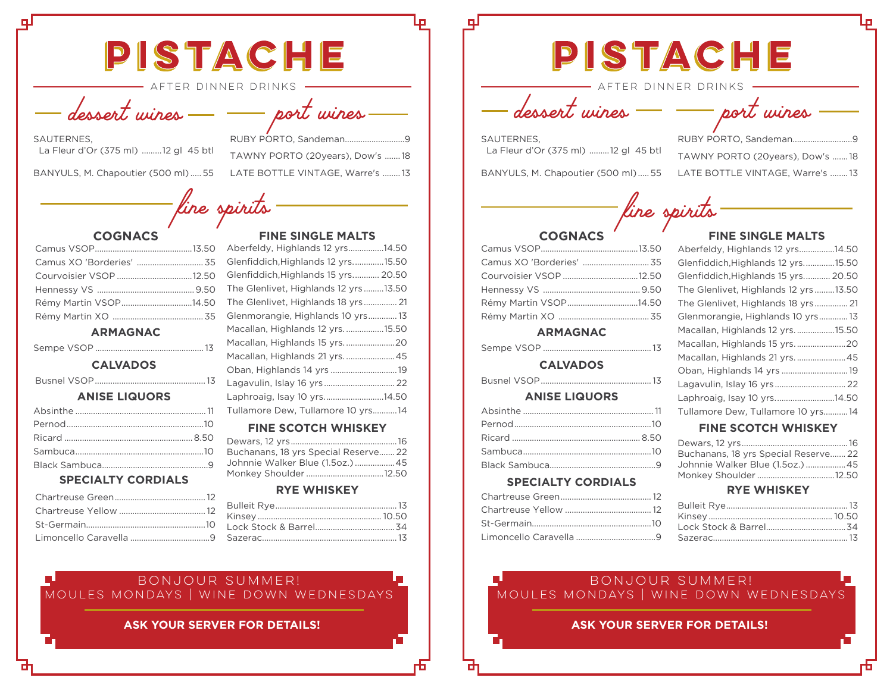# PISTACHE

AFTER DINNER DRINKS

## dessert wines

SAUTERNES,
La Fleur d'Or (375 ml) ......... 12 gl 45 btl

BANYULS, M. Chapoutier (500 ml) ..... 55

## port wines

RUBY PORTO, Sandeman .......................... 9

TAWNY PORTO (20years), Dow's ....... 18

LATE BOTTLE VINTAGE, Warre's ........ 13

## fine spirits

### COGNACS

Camus VSOP ............................................ 13.50
Camus XO 'Borderies' .............................. 35
Courvoisier VSOP .................................. 12.50
Hennessy VS ............................................ 9.50
Rémy Martin VSOP ................................ 14.50
Rémy Martin XO ......................................... 35

### ARMAGNAC

Sempe VSOP ................................................. 13

### CALVADOS

Busnel VSOP .................................................. 13

### ANISE LIQUORS

Absinthe ........................................................... 11
Pernod ............................................................. 10
Ricard ........................................................... 8.50
Sambuca .......................................................... 10
Black Sambuca ................................................. 9

### SPECIALTY CORDIALS

Chartreuse Green ......................................... 12
Chartreuse Yellow ....................................... 12
St-Germain ...................................................... 10
Limoncello Caravella .................................... 9

### FINE SINGLE MALTS

Aberfeldy, Highlands 12 yrs ................ 14.50
Glenfiddich,Highlands 12 yrs. ............. 15.50
Glenfiddich,Highlands 15 yrs. ........... 20.50
The Glenlivet, Highlands 12 yrs ......... 13.50
The Glenlivet, Highlands 18 yrs .............. 21
Glenmorangie, Highlands 10 yrs ............ 13
Macallan, Highlands 12 yrs. ................. 15.50
Macallan, Highlands 15 yrs. ...................... 20
Macallan, Highlands 21 yrs. ...................... 45
Oban, Highlands 14 yrs ............................. 19
Lagavulin, Islay 16 yrs ............................... 22
Laphroaig, Isay 10 yrs. .......................... 14.50
Tullamore Dew, Tullamore 10 yrs ........... 14

### FINE SCOTCH WHISKEY

Dewars, 12 yrs ................................................ 16
Buchanans, 18 yrs Special Reserve ....... 22
Johnnie Walker Blue (1.5oz.) .................. 45
Monkey Shoulder ................................... 12.50

### RYE WHISKEY

Bulleit Rye ....................................................... 13
Kinsey ......................................................... 10.50
Lock Stock & Barrel .................................... 34
Sazerac ............................................................. 13

BONJOUR SUMMER!
MOULES MONDAYS | WINE DOWN WEDNESDAYS

**ASK YOUR SERVER FOR DETAILS!**